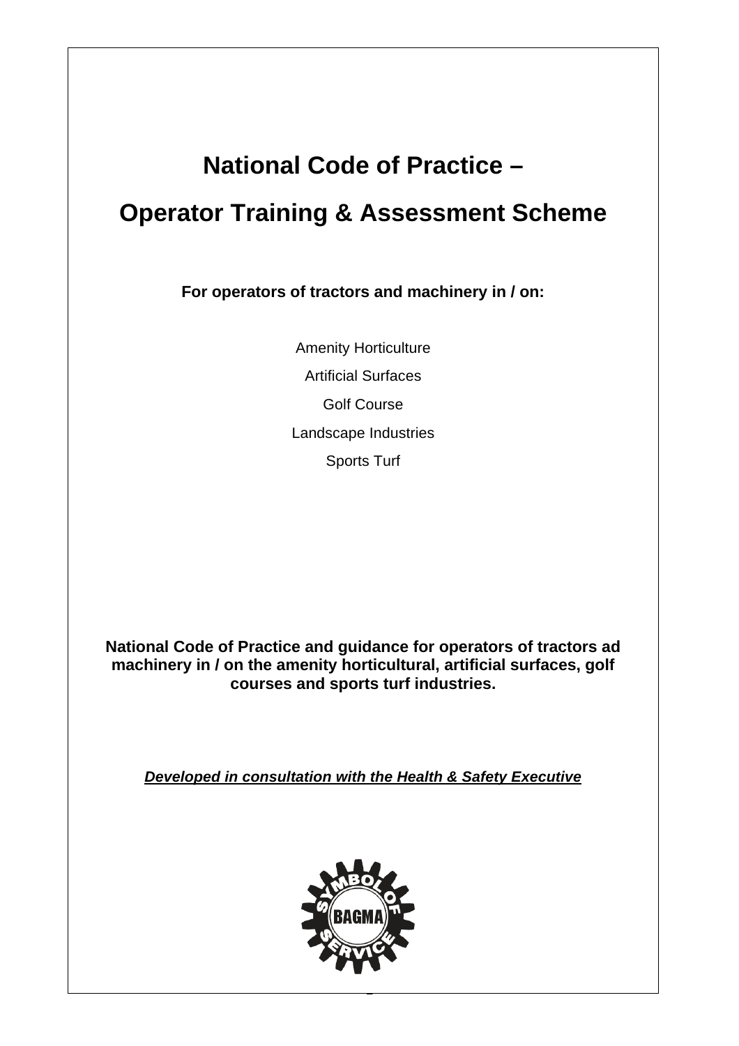# National Code of Practice –

# Operator Training & Assessment Scheme

**For operators of tractors and machinery in / on:**

Amenity Horticulture

Artificial Surfaces

Golf Course

Landscape Industries

Sports Turf

**National Code of Practice and guidance for operators of tractors ad machinery in / on the amenity horticultural, artificial surfaces, golf courses and sports turf industries.**

***Developed in consultation with the Health & Safety Executive***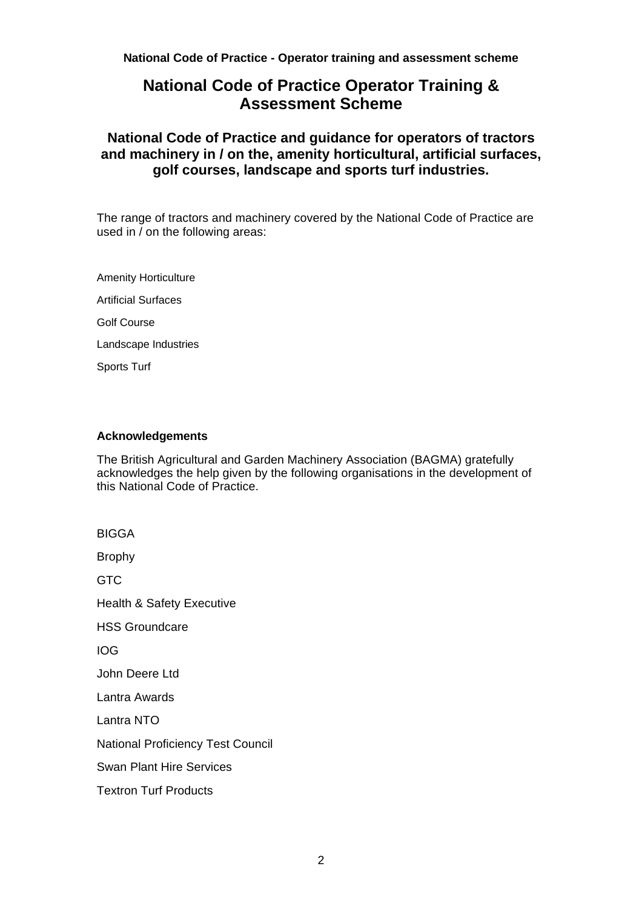# National Code of Practice Operator Training & Assessment Scheme

## National Code of Practice and guidance for operators of tractors and machinery in / on the, amenity horticultural, artificial surfaces, golf courses, landscape and sports turf industries.

The range of tractors and machinery covered by the National Code of Practice are used in / on the following areas:

Amenity Horticulture

Artificial Surfaces

Golf Course

Landscape Industries

Sports Turf

**Acknowledgements**

The British Agricultural and Garden Machinery Association (BAGMA) gratefully acknowledges the help given by the following organisations in the development of this National Code of Practice.

BIGGA

Brophy

GTC

Health & Safety Executive

HSS Groundcare

IOG

John Deere Ltd

Lantra Awards

Lantra NTO

National Proficiency Test Council

Swan Plant Hire Services

Textron Turf Products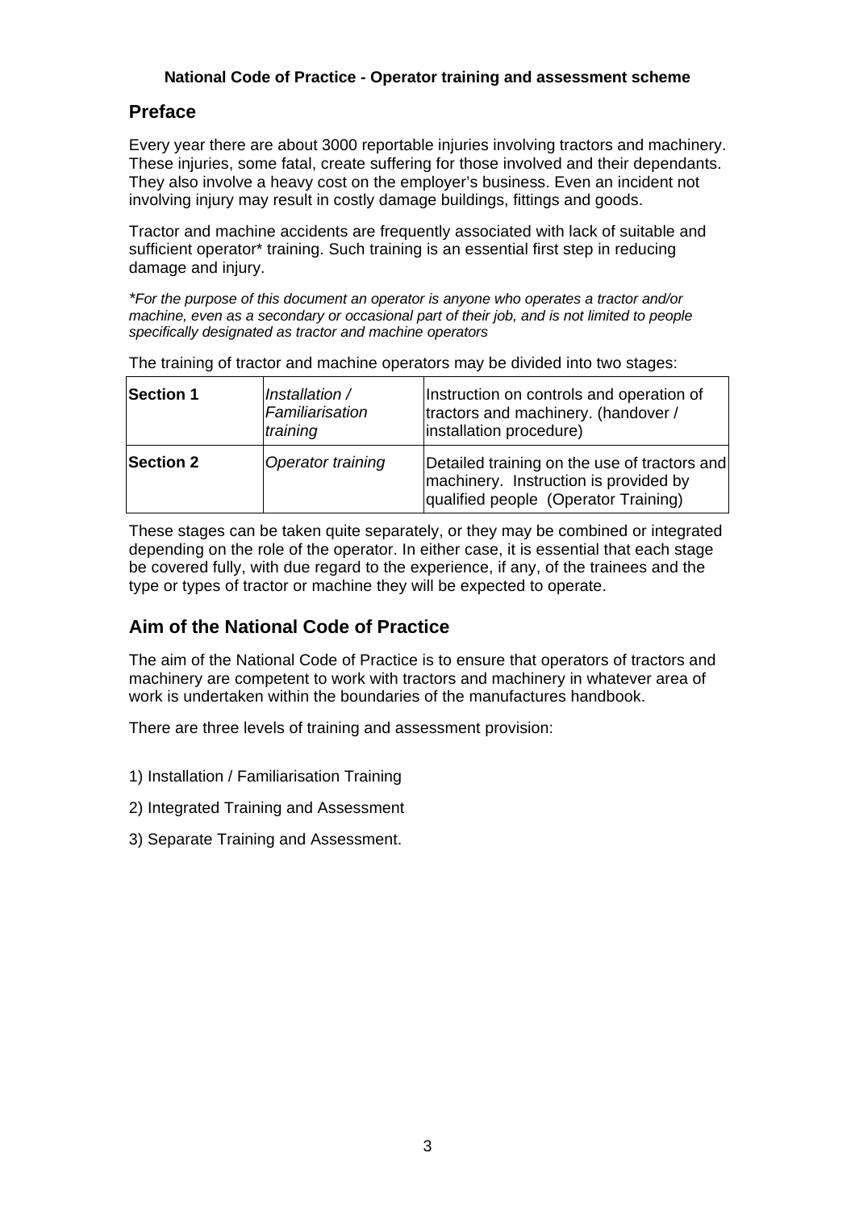**National Code of Practice - Operator training and assessment scheme**

## Preface

Every year there are about 3000 reportable injuries involving tractors and machinery. These injuries, some fatal, create suffering for those involved and their dependants. They also involve a heavy cost on the employer's business. Even an incident not involving injury may result in costly damage buildings, fittings and goods.

Tractor and machine accidents are frequently associated with lack of suitable and sufficient operator* training. Such training is an essential first step in reducing damage and injury.

*\*For the purpose of this document an operator is anyone who operates a tractor and/or machine, even as a secondary or occasional part of their job, and is not limited to people specifically designated as tractor and machine operators*

The training of tractor and machine operators may be divided into two stages:

| | | |
|---|---|---|
| **Section 1** | *Installation / Familiarisation training* | Instruction on controls and operation of tractors and machinery. (handover / installation procedure) |
| **Section 2** | *Operator training* | Detailed training on the use of tractors and machinery. Instruction is provided by qualified people (Operator Training) |

These stages can be taken quite separately, or they may be combined or integrated depending on the role of the operator. In either case, it is essential that each stage be covered fully, with due regard to the experience, if any, of the trainees and the type or types of tractor or machine they will be expected to operate.

## Aim of the National Code of Practice

The aim of the National Code of Practice is to ensure that operators of tractors and machinery are competent to work with tractors and machinery in whatever area of work is undertaken within the boundaries of the manufactures handbook.

There are three levels of training and assessment provision:

1) Installation / Familiarisation Training

2) Integrated Training and Assessment

3) Separate Training and Assessment.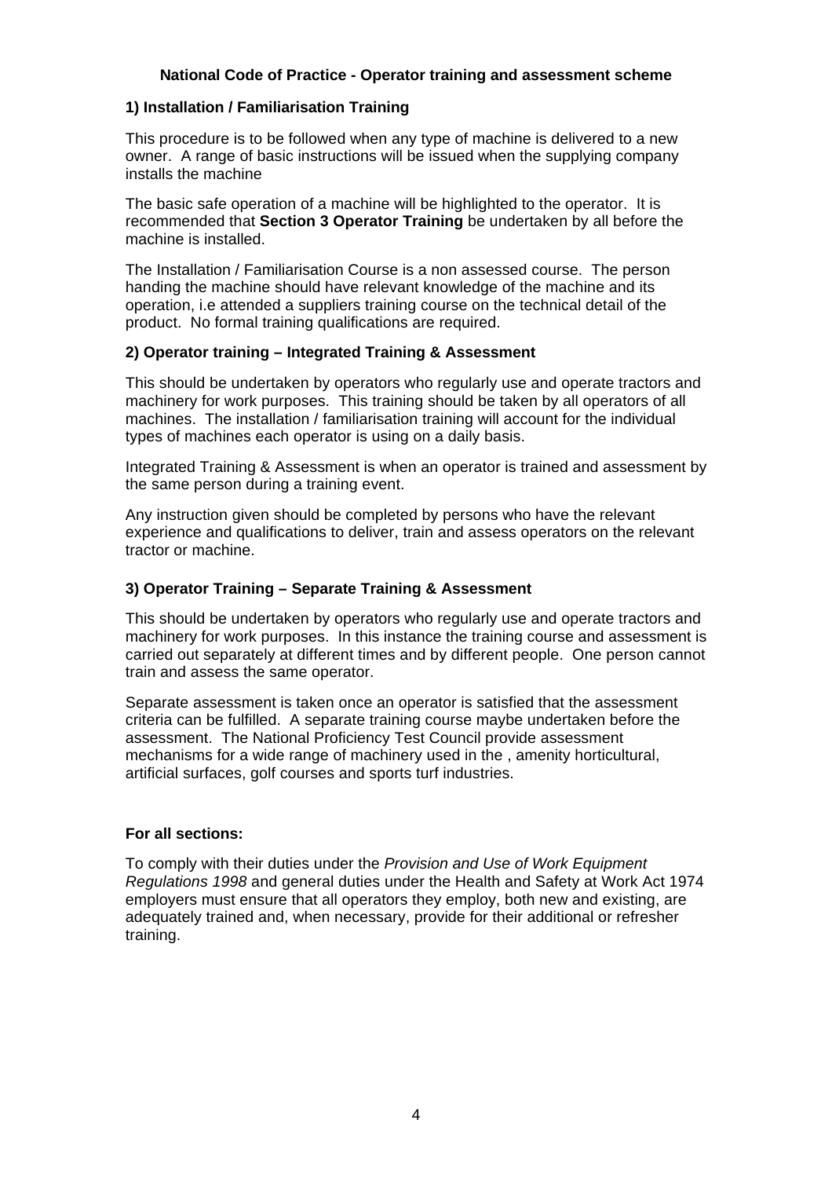## National Code of Practice - Operator training and assessment scheme

### 1) Installation / Familiarisation Training

This procedure is to be followed when any type of machine is delivered to a new owner. A range of basic instructions will be issued when the supplying company installs the machine

The basic safe operation of a machine will be highlighted to the operator. It is recommended that **Section 3 Operator Training** be undertaken by all before the machine is installed.

The Installation / Familiarisation Course is a non assessed course. The person handing the machine should have relevant knowledge of the machine and its operation, i.e attended a suppliers training course on the technical detail of the product. No formal training qualifications are required.

### 2) Operator training – Integrated Training & Assessment

This should be undertaken by operators who regularly use and operate tractors and machinery for work purposes. This training should be taken by all operators of all machines. The installation / familiarisation training will account for the individual types of machines each operator is using on a daily basis.

Integrated Training & Assessment is when an operator is trained and assessment by the same person during a training event.

Any instruction given should be completed by persons who have the relevant experience and qualifications to deliver, train and assess operators on the relevant tractor or machine.

### 3) Operator Training – Separate Training & Assessment

This should be undertaken by operators who regularly use and operate tractors and machinery for work purposes. In this instance the training course and assessment is carried out separately at different times and by different people. One person cannot train and assess the same operator.

Separate assessment is taken once an operator is satisfied that the assessment criteria can be fulfilled. A separate training course maybe undertaken before the assessment. The National Proficiency Test Council provide assessment mechanisms for a wide range of machinery used in the , amenity horticultural, artificial surfaces, golf courses and sports turf industries.

**For all sections:**

To comply with their duties under the *Provision and Use of Work Equipment Regulations 1998* and general duties under the Health and Safety at Work Act 1974 employers must ensure that all operators they employ, both new and existing, are adequately trained and, when necessary, provide for their additional or refresher training.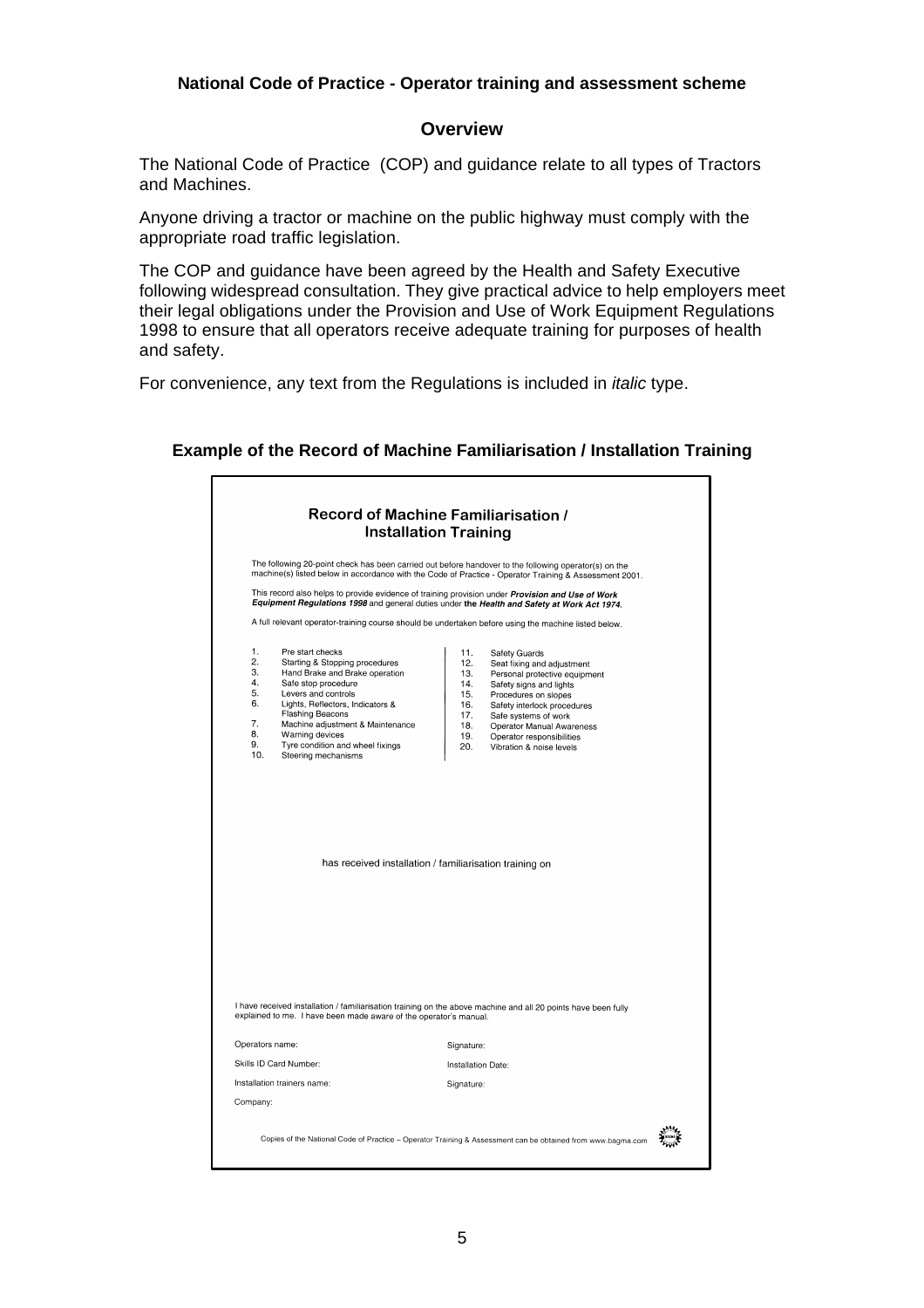**National Code of Practice - Operator training and assessment scheme**

## Overview

The National Code of Practice (COP) and guidance relate to all types of Tractors and Machines.

Anyone driving a tractor or machine on the public highway must comply with the appropriate road traffic legislation.

The COP and guidance have been agreed by the Health and Safety Executive following widespread consultation. They give practical advice to help employers meet their legal obligations under the Provision and Use of Work Equipment Regulations 1998 to ensure that all operators receive adequate training for purposes of health and safety.

For convenience, any text from the Regulations is included in *italic* type.

### Example of the Record of Machine Familiarisation / Installation Training

#### Record of Machine Familiarisation / Installation Training

The following 20-point check has been carried out before handover to the following operator(s) on the machine(s) listed below in accordance with the Code of Practice - Operator Training & Assessment 2001.

This record also helps to provide evidence of training provision under ***Provision and Use of Work Equipment Regulations 1998*** and general duties under **the *Health and Safety at Work Act 1974.***

A full relevant operator-training course should be undertaken before using the machine listed below.

1. Pre start checks
2. Starting & Stopping procedures
3. Hand Brake and Brake operation
4. Safe stop procedure
5. Levers and controls
6. Lights, Reflectors, Indicators & Flashing Beacons
7. Machine adjustment & Maintenance
8. Warning devices
9. Tyre condition and wheel fixings
10. Steering mechanisms
11. Safety Guards
12. Seat fixing and adjustment
13. Personal protective equipment
14. Safety signs and lights
15. Procedures on slopes
16. Safety interlock procedures
17. Safe systems of work
18. Operator Manual Awareness
19. Operator responsibilities
20. Vibration & noise levels

has received installation / familiarisation training on

I have received installation / familiarisation training on the above machine and all 20 points have been fully explained to me. I have been made aware of the operator's manual.

| | |
|---|---|
| Operators name: | Signature: |
| Skills ID Card Number: | Installation Date: |
| Installation trainers name: | Signature: |
| Company: | |

Copies of the National Code of Practice – Operator Training & Assessment can be obtained from www.bagma.com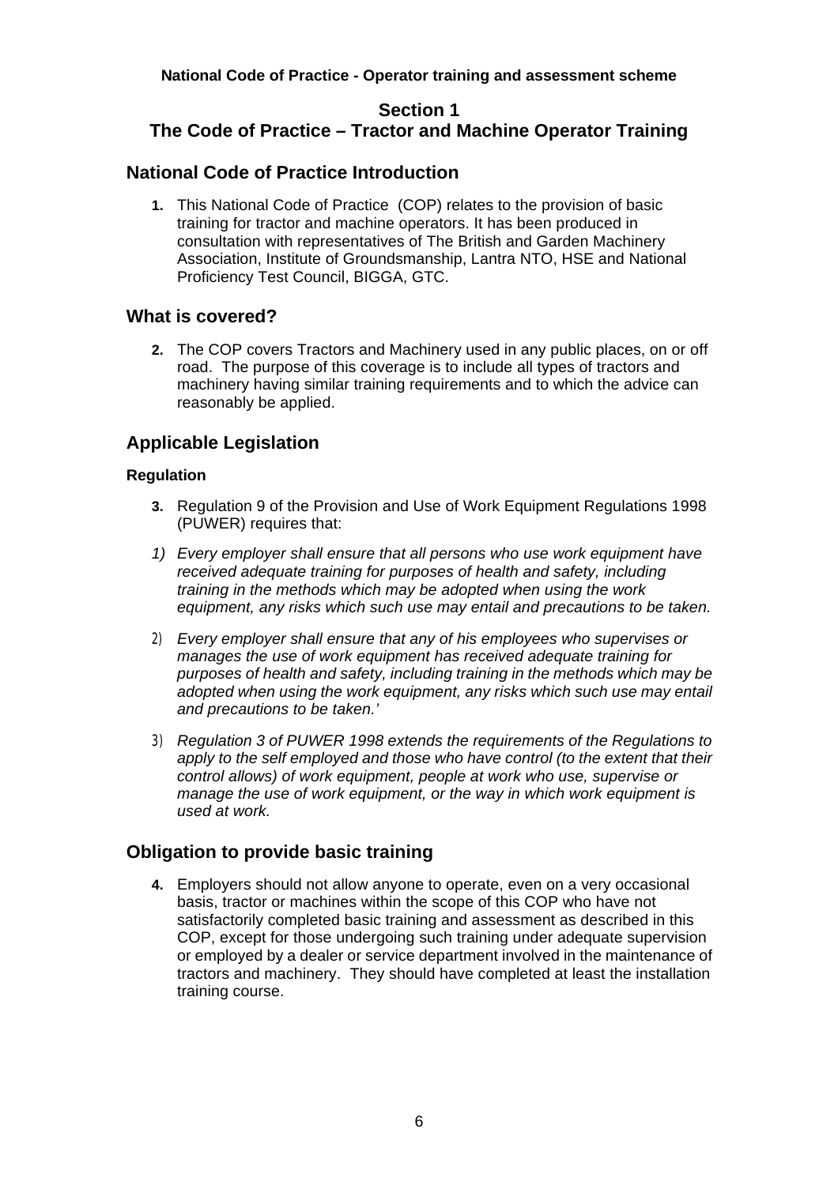**National Code of Practice - Operator training and assessment scheme**

## Section 1
## The Code of Practice – Tractor and Machine Operator Training

### National Code of Practice Introduction

**1.** This National Code of Practice (COP) relates to the provision of basic training for tractor and machine operators. It has been produced in consultation with representatives of The British and Garden Machinery Association, Institute of Groundsmanship, Lantra NTO, HSE and National Proficiency Test Council, BIGGA, GTC.

### What is covered?

**2.** The COP covers Tractors and Machinery used in any public places, on or off road. The purpose of this coverage is to include all types of tractors and machinery having similar training requirements and to which the advice can reasonably be applied.

### Applicable Legislation

**Regulation**

**3.** Regulation 9 of the Provision and Use of Work Equipment Regulations 1998 (PUWER) requires that:

1) *Every employer shall ensure that all persons who use work equipment have received adequate training for purposes of health and safety, including training in the methods which may be adopted when using the work equipment, any risks which such use may entail and precautions to be taken.*

2) *Every employer shall ensure that any of his employees who supervises or manages the use of work equipment has received adequate training for purposes of health and safety, including training in the methods which may be adopted when using the work equipment, any risks which such use may entail and precautions to be taken.'*

3) *Regulation 3 of PUWER 1998 extends the requirements of the Regulations to apply to the self employed and those who have control (to the extent that their control allows) of work equipment, people at work who use, supervise or manage the use of work equipment, or the way in which work equipment is used at work.*

### Obligation to provide basic training

**4.** Employers should not allow anyone to operate, even on a very occasional basis, tractor or machines within the scope of this COP who have not satisfactorily completed basic training and assessment as described in this COP, except for those undergoing such training under adequate supervision or employed by a dealer or service department involved in the maintenance of tractors and machinery. They should have completed at least the installation training course.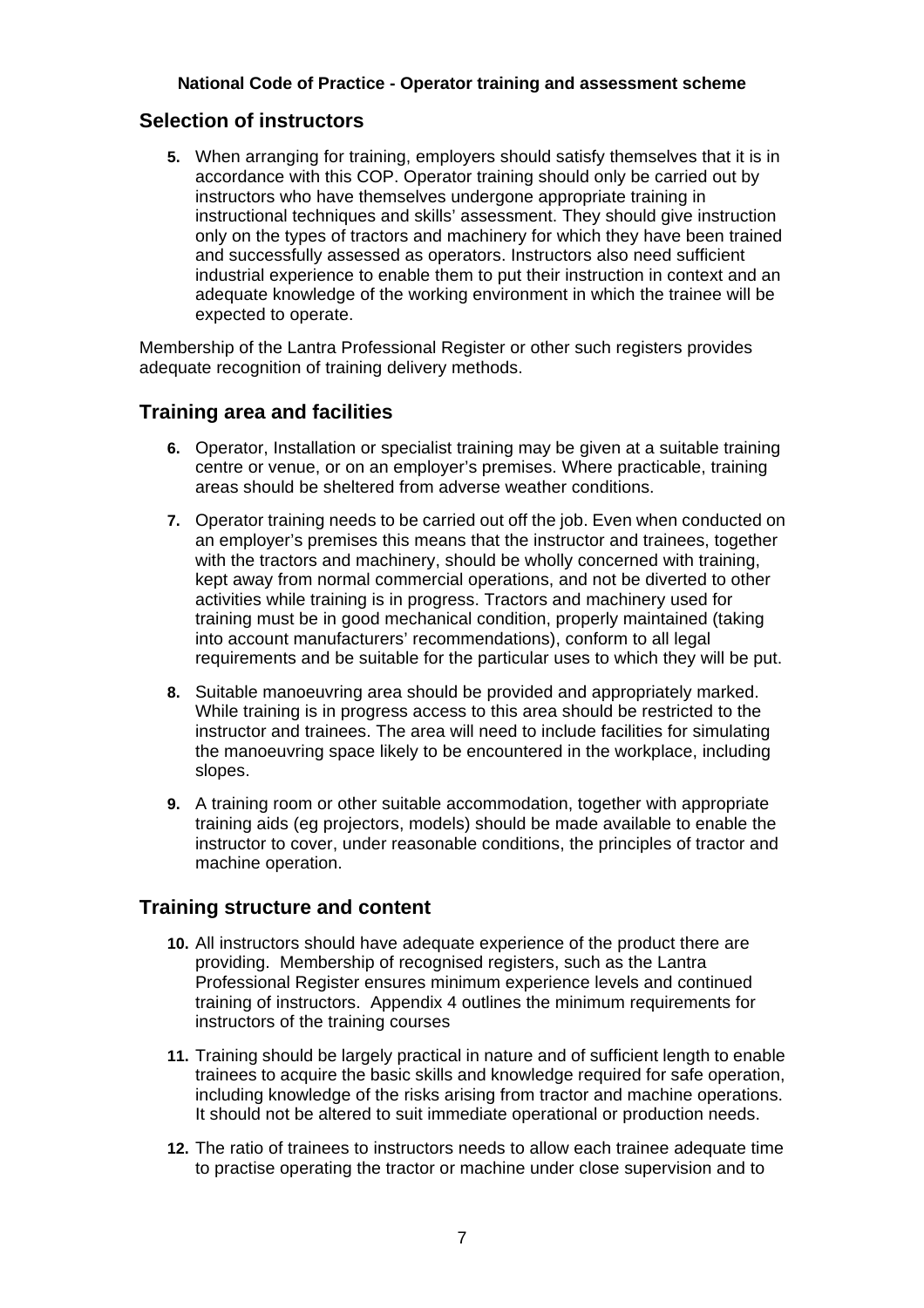## Selection of instructors

**5.** When arranging for training, employers should satisfy themselves that it is in accordance with this COP. Operator training should only be carried out by instructors who have themselves undergone appropriate training in instructional techniques and skills' assessment. They should give instruction only on the types of tractors and machinery for which they have been trained and successfully assessed as operators. Instructors also need sufficient industrial experience to enable them to put their instruction in context and an adequate knowledge of the working environment in which the trainee will be expected to operate.

Membership of the Lantra Professional Register or other such registers provides adequate recognition of training delivery methods.

## Training area and facilities

**6.** Operator, Installation or specialist training may be given at a suitable training centre or venue, or on an employer's premises. Where practicable, training areas should be sheltered from adverse weather conditions.

**7.** Operator training needs to be carried out off the job. Even when conducted on an employer's premises this means that the instructor and trainees, together with the tractors and machinery, should be wholly concerned with training, kept away from normal commercial operations, and not be diverted to other activities while training is in progress. Tractors and machinery used for training must be in good mechanical condition, properly maintained (taking into account manufacturers' recommendations), conform to all legal requirements and be suitable for the particular uses to which they will be put.

**8.** Suitable manoeuvring area should be provided and appropriately marked. While training is in progress access to this area should be restricted to the instructor and trainees. The area will need to include facilities for simulating the manoeuvring space likely to be encountered in the workplace, including slopes.

**9.** A training room or other suitable accommodation, together with appropriate training aids (eg projectors, models) should be made available to enable the instructor to cover, under reasonable conditions, the principles of tractor and machine operation.

## Training structure and content

**10.** All instructors should have adequate experience of the product there are providing. Membership of recognised registers, such as the Lantra Professional Register ensures minimum experience levels and continued training of instructors. Appendix 4 outlines the minimum requirements for instructors of the training courses

**11.** Training should be largely practical in nature and of sufficient length to enable trainees to acquire the basic skills and knowledge required for safe operation, including knowledge of the risks arising from tractor and machine operations. It should not be altered to suit immediate operational or production needs.

**12.** The ratio of trainees to instructors needs to allow each trainee adequate time to practise operating the tractor or machine under close supervision and to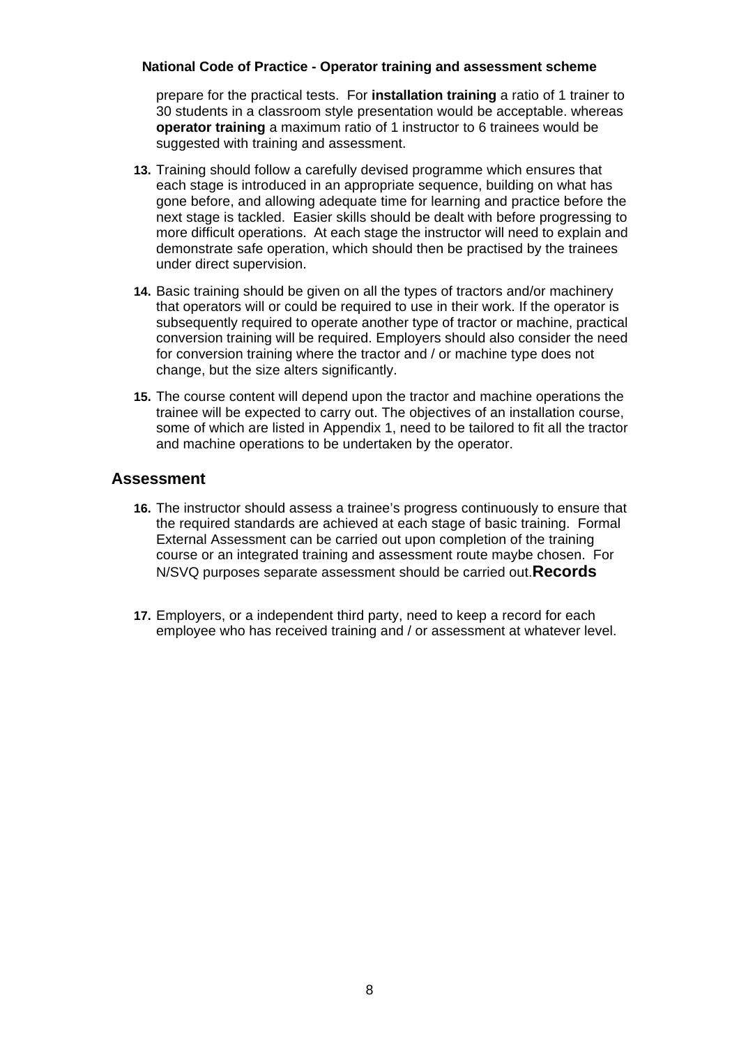prepare for the practical tests. For **installation training** a ratio of 1 trainer to 30 students in a classroom style presentation would be acceptable. whereas **operator training** a maximum ratio of 1 instructor to 6 trainees would be suggested with training and assessment.

**13.** Training should follow a carefully devised programme which ensures that each stage is introduced in an appropriate sequence, building on what has gone before, and allowing adequate time for learning and practice before the next stage is tackled. Easier skills should be dealt with before progressing to more difficult operations. At each stage the instructor will need to explain and demonstrate safe operation, which should then be practised by the trainees under direct supervision.

**14.** Basic training should be given on all the types of tractors and/or machinery that operators will or could be required to use in their work. If the operator is subsequently required to operate another type of tractor or machine, practical conversion training will be required. Employers should also consider the need for conversion training where the tractor and / or machine type does not change, but the size alters significantly.

**15.** The course content will depend upon the tractor and machine operations the trainee will be expected to carry out. The objectives of an installation course, some of which are listed in Appendix 1, need to be tailored to fit all the tractor and machine operations to be undertaken by the operator.

## Assessment

**16.** The instructor should assess a trainee's progress continuously to ensure that the required standards are achieved at each stage of basic training. Formal External Assessment can be carried out upon completion of the training course or an integrated training and assessment route maybe chosen. For N/SVQ purposes separate assessment should be carried out.

## Records

**17.** Employers, or a independent third party, need to keep a record for each employee who has received training and / or assessment at whatever level.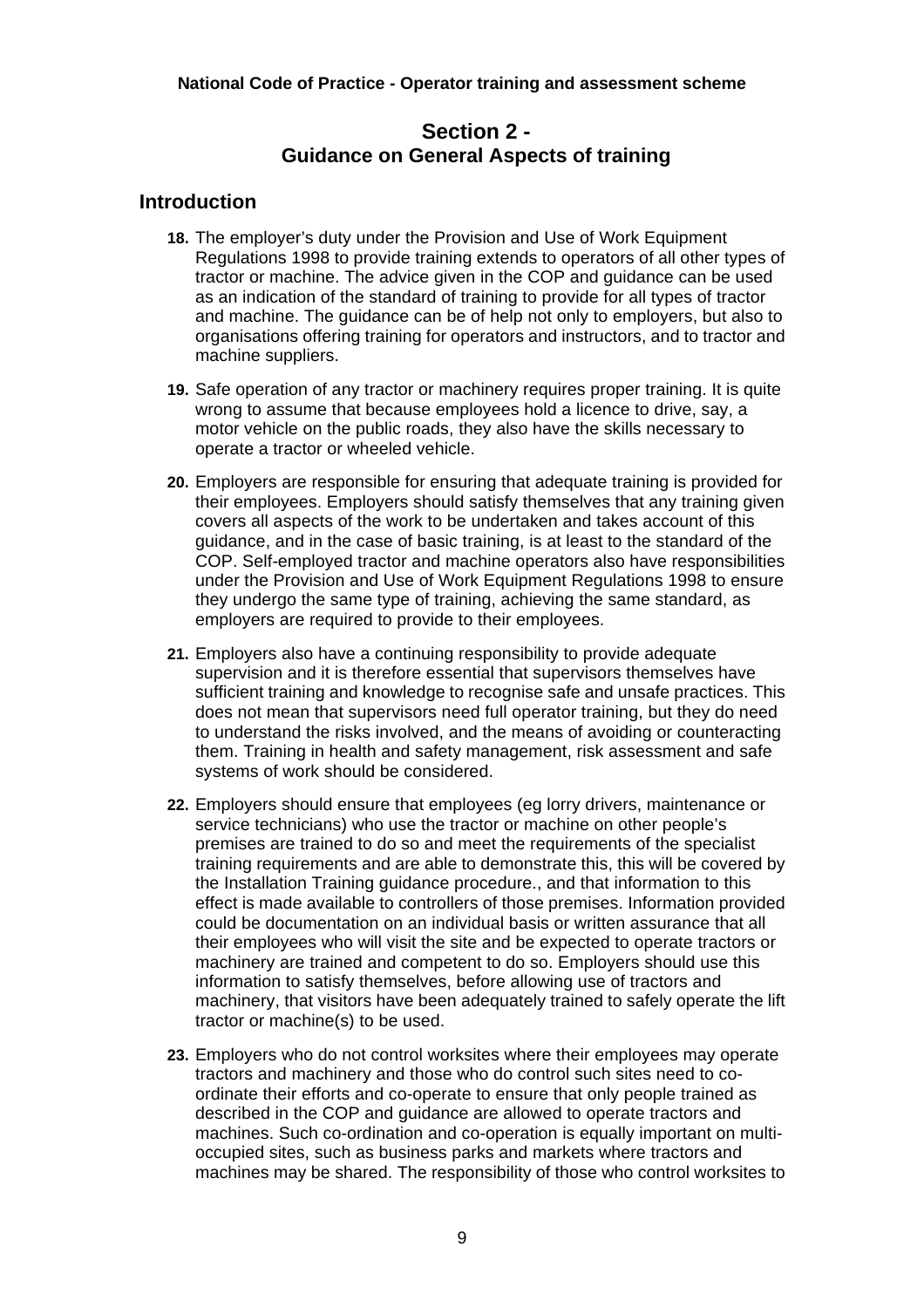## Section 2 - Guidance on General Aspects of training

## Introduction

**18.** The employer's duty under the Provision and Use of Work Equipment Regulations 1998 to provide training extends to operators of all other types of tractor or machine. The advice given in the COP and guidance can be used as an indication of the standard of training to provide for all types of tractor and machine. The guidance can be of help not only to employers, but also to organisations offering training for operators and instructors, and to tractor and machine suppliers.

**19.** Safe operation of any tractor or machinery requires proper training. It is quite wrong to assume that because employees hold a licence to drive, say, a motor vehicle on the public roads, they also have the skills necessary to operate a tractor or wheeled vehicle.

**20.** Employers are responsible for ensuring that adequate training is provided for their employees. Employers should satisfy themselves that any training given covers all aspects of the work to be undertaken and takes account of this guidance, and in the case of basic training, is at least to the standard of the COP. Self-employed tractor and machine operators also have responsibilities under the Provision and Use of Work Equipment Regulations 1998 to ensure they undergo the same type of training, achieving the same standard, as employers are required to provide to their employees.

**21.** Employers also have a continuing responsibility to provide adequate supervision and it is therefore essential that supervisors themselves have sufficient training and knowledge to recognise safe and unsafe practices. This does not mean that supervisors need full operator training, but they do need to understand the risks involved, and the means of avoiding or counteracting them. Training in health and safety management, risk assessment and safe systems of work should be considered.

**22.** Employers should ensure that employees (eg lorry drivers, maintenance or service technicians) who use the tractor or machine on other people's premises are trained to do so and meet the requirements of the specialist training requirements and are able to demonstrate this, this will be covered by the Installation Training guidance procedure., and that information to this effect is made available to controllers of those premises. Information provided could be documentation on an individual basis or written assurance that all their employees who will visit the site and be expected to operate tractors or machinery are trained and competent to do so. Employers should use this information to satisfy themselves, before allowing use of tractors and machinery, that visitors have been adequately trained to safely operate the lift tractor or machine(s) to be used.

**23.** Employers who do not control worksites where their employees may operate tractors and machinery and those who do control such sites need to co-ordinate their efforts and co-operate to ensure that only people trained as described in the COP and guidance are allowed to operate tractors and machines. Such co-ordination and co-operation is equally important on multi-occupied sites, such as business parks and markets where tractors and machines may be shared. The responsibility of those who control worksites to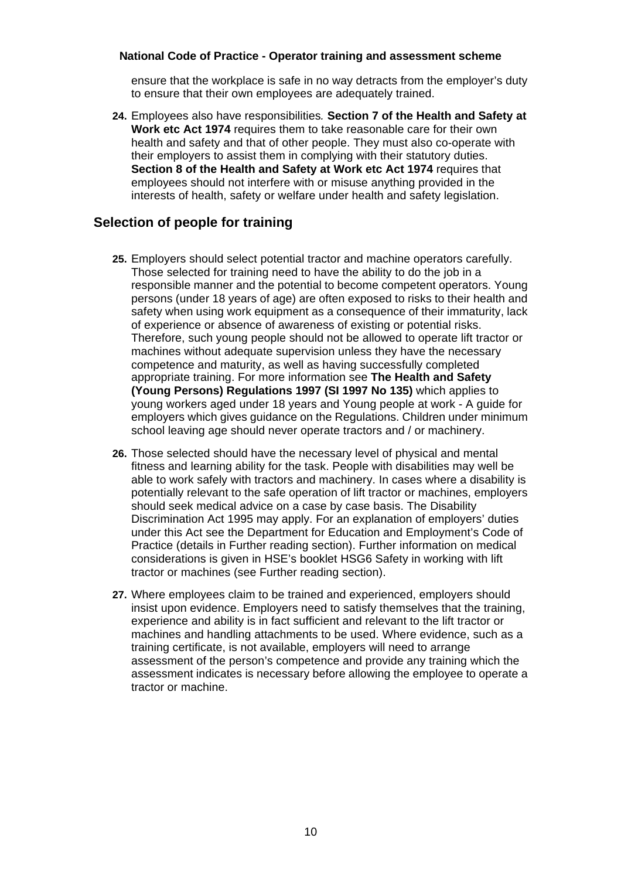ensure that the workplace is safe in no way detracts from the employer's duty to ensure that their own employees are adequately trained.

**24.** Employees also have responsibilities. **Section 7 of the Health and Safety at Work etc Act 1974** requires them to take reasonable care for their own health and safety and that of other people. They must also co-operate with their employers to assist them in complying with their statutory duties. **Section 8 of the Health and Safety at Work etc Act 1974** requires that employees should not interfere with or misuse anything provided in the interests of health, safety or welfare under health and safety legislation.

## Selection of people for training

**25.** Employers should select potential tractor and machine operators carefully. Those selected for training need to have the ability to do the job in a responsible manner and the potential to become competent operators. Young persons (under 18 years of age) are often exposed to risks to their health and safety when using work equipment as a consequence of their immaturity, lack of experience or absence of awareness of existing or potential risks. Therefore, such young people should not be allowed to operate lift tractor or machines without adequate supervision unless they have the necessary competence and maturity, as well as having successfully completed appropriate training. For more information see **The Health and Safety (Young Persons) Regulations 1997 (SI 1997 No 135)** which applies to young workers aged under 18 years and Young people at work - A guide for employers which gives guidance on the Regulations. Children under minimum school leaving age should never operate tractors and / or machinery.

**26.** Those selected should have the necessary level of physical and mental fitness and learning ability for the task. People with disabilities may well be able to work safely with tractors and machinery. In cases where a disability is potentially relevant to the safe operation of lift tractor or machines, employers should seek medical advice on a case by case basis. The Disability Discrimination Act 1995 may apply. For an explanation of employers' duties under this Act see the Department for Education and Employment's Code of Practice (details in Further reading section). Further information on medical considerations is given in HSE's booklet HSG6 Safety in working with lift tractor or machines (see Further reading section).

**27.** Where employees claim to be trained and experienced, employers should insist upon evidence. Employers need to satisfy themselves that the training, experience and ability is in fact sufficient and relevant to the lift tractor or machines and handling attachments to be used. Where evidence, such as a training certificate, is not available, employers will need to arrange assessment of the person's competence and provide any training which the assessment indicates is necessary before allowing the employee to operate a tractor or machine.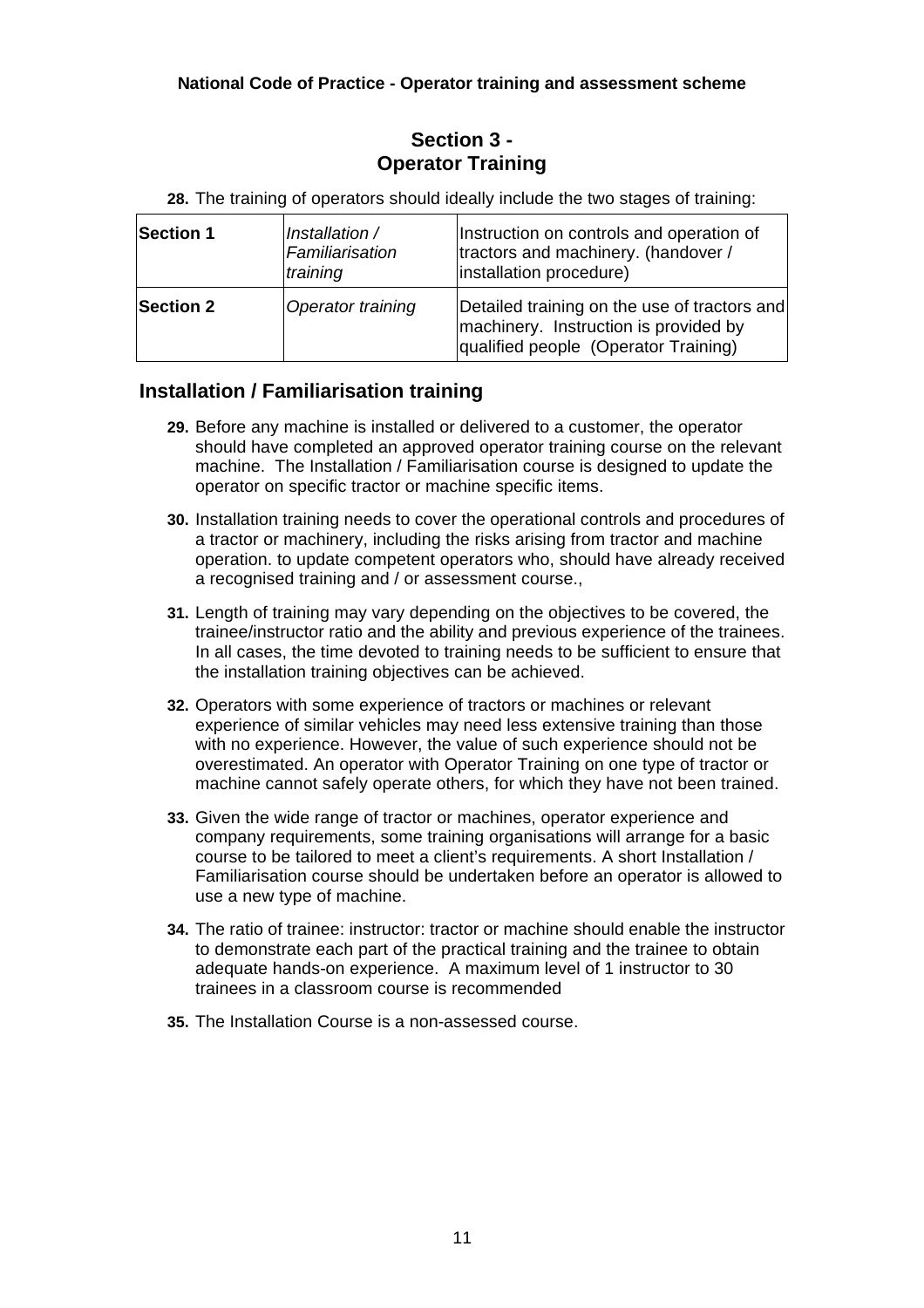## Section 3 - Operator Training

**28.** The training of operators should ideally include the two stages of training:

| **Section 1** | *Installation / Familiarisation training* | Instruction on controls and operation of tractors and machinery. (handover / installation procedure) |
|---|---|---|
| **Section 2** | *Operator training* | Detailed training on the use of tractors and machinery. Instruction is provided by qualified people (Operator Training) |

### Installation / Familiarisation training

**29.** Before any machine is installed or delivered to a customer, the operator should have completed an approved operator training course on the relevant machine. The Installation / Familiarisation course is designed to update the operator on specific tractor or machine specific items.

**30.** Installation training needs to cover the operational controls and procedures of a tractor or machinery, including the risks arising from tractor and machine operation. to update competent operators who, should have already received a recognised training and / or assessment course.,

**31.** Length of training may vary depending on the objectives to be covered, the trainee/instructor ratio and the ability and previous experience of the trainees. In all cases, the time devoted to training needs to be sufficient to ensure that the installation training objectives can be achieved.

**32.** Operators with some experience of tractors or machines or relevant experience of similar vehicles may need less extensive training than those with no experience. However, the value of such experience should not be overestimated. An operator with Operator Training on one type of tractor or machine cannot safely operate others, for which they have not been trained.

**33.** Given the wide range of tractor or machines, operator experience and company requirements, some training organisations will arrange for a basic course to be tailored to meet a client's requirements. A short Installation / Familiarisation course should be undertaken before an operator is allowed to use a new type of machine.

**34.** The ratio of trainee: instructor: tractor or machine should enable the instructor to demonstrate each part of the practical training and the trainee to obtain adequate hands-on experience. A maximum level of 1 instructor to 30 trainees in a classroom course is recommended

**35.** The Installation Course is a non-assessed course.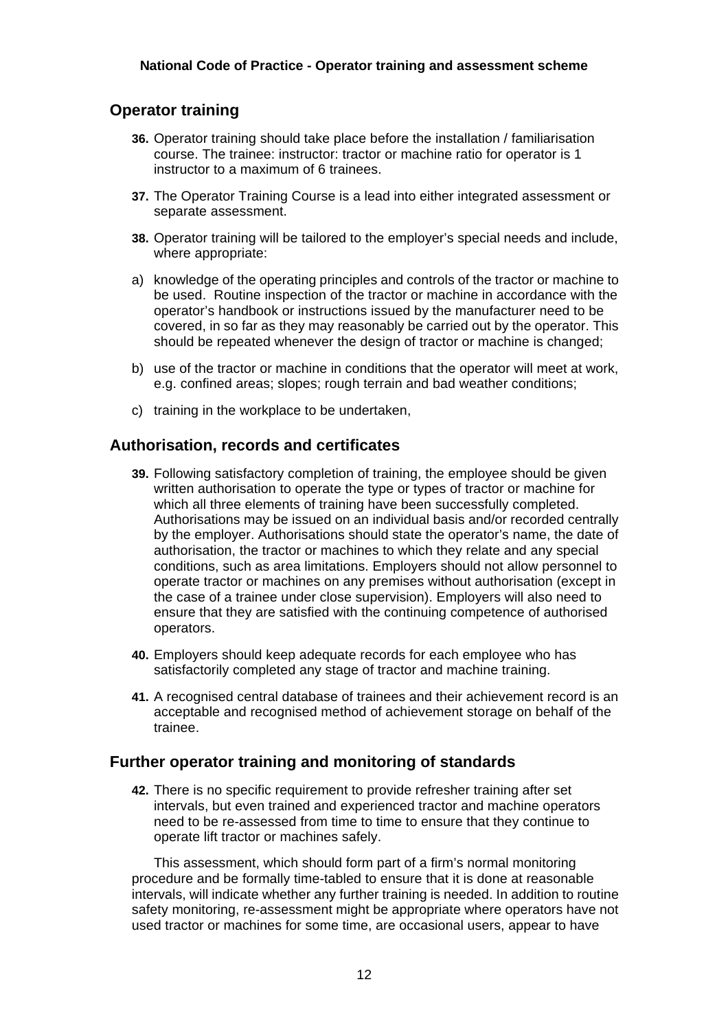## Operator training

**36.** Operator training should take place before the installation / familiarisation course. The trainee: instructor: tractor or machine ratio for operator is 1 instructor to a maximum of 6 trainees.

**37.** The Operator Training Course is a lead into either integrated assessment or separate assessment.

**38.** Operator training will be tailored to the employer's special needs and include, where appropriate:

a) knowledge of the operating principles and controls of the tractor or machine to be used. Routine inspection of the tractor or machine in accordance with the operator's handbook or instructions issued by the manufacturer need to be covered, in so far as they may reasonably be carried out by the operator. This should be repeated whenever the design of tractor or machine is changed;

b) use of the tractor or machine in conditions that the operator will meet at work, e.g. confined areas; slopes; rough terrain and bad weather conditions;

c) training in the workplace to be undertaken,

## Authorisation, records and certificates

**39.** Following satisfactory completion of training, the employee should be given written authorisation to operate the type or types of tractor or machine for which all three elements of training have been successfully completed. Authorisations may be issued on an individual basis and/or recorded centrally by the employer. Authorisations should state the operator's name, the date of authorisation, the tractor or machines to which they relate and any special conditions, such as area limitations. Employers should not allow personnel to operate tractor or machines on any premises without authorisation (except in the case of a trainee under close supervision). Employers will also need to ensure that they are satisfied with the continuing competence of authorised operators.

**40.** Employers should keep adequate records for each employee who has satisfactorily completed any stage of tractor and machine training.

**41.** A recognised central database of trainees and their achievement record is an acceptable and recognised method of achievement storage on behalf of the trainee.

## Further operator training and monitoring of standards

**42.** There is no specific requirement to provide refresher training after set intervals, but even trained and experienced tractor and machine operators need to be re-assessed from time to time to ensure that they continue to operate lift tractor or machines safely.

This assessment, which should form part of a firm's normal monitoring procedure and be formally time-tabled to ensure that it is done at reasonable intervals, will indicate whether any further training is needed. In addition to routine safety monitoring, re-assessment might be appropriate where operators have not used tractor or machines for some time, are occasional users, appear to have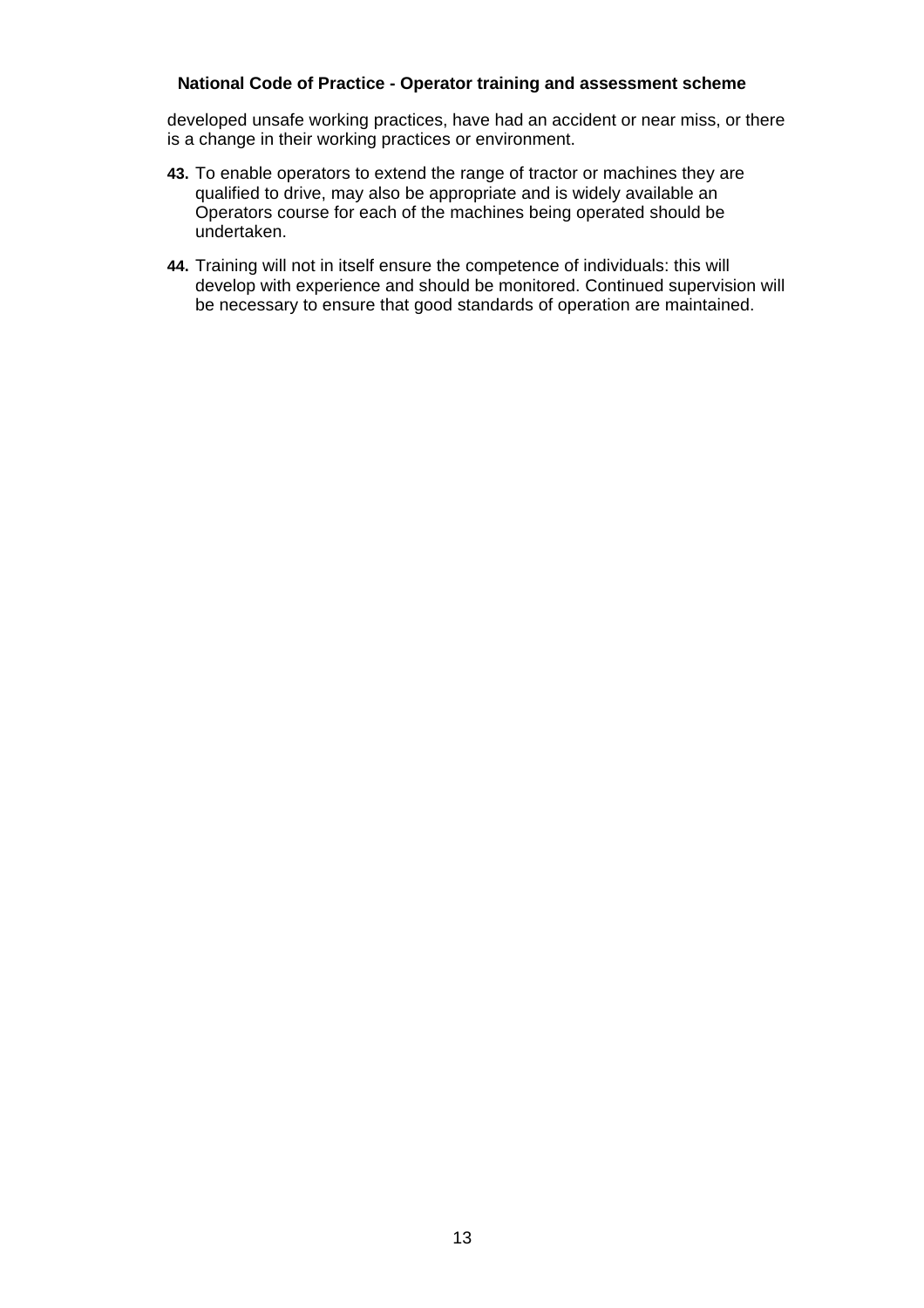developed unsafe working practices, have had an accident or near miss, or there is a change in their working practices or environment.

**43.** To enable operators to extend the range of tractor or machines they are qualified to drive, may also be appropriate and is widely available an Operators course for each of the machines being operated should be undertaken.

**44.** Training will not in itself ensure the competence of individuals: this will develop with experience and should be monitored. Continued supervision will be necessary to ensure that good standards of operation are maintained.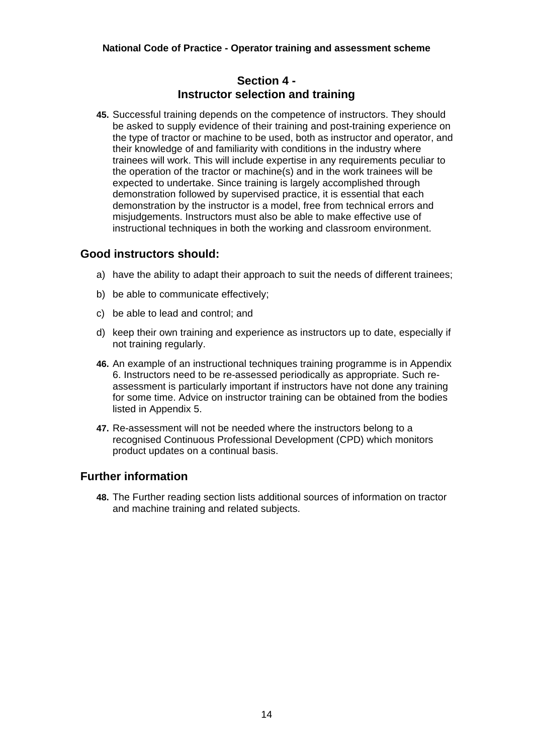# Section 4 - Instructor selection and training

**45.** Successful training depends on the competence of instructors. They should be asked to supply evidence of their training and post-training experience on the type of tractor or machine to be used, both as instructor and operator, and their knowledge of and familiarity with conditions in the industry where trainees will work. This will include expertise in any requirements peculiar to the operation of the tractor or machine(s) and in the work trainees will be expected to undertake. Since training is largely accomplished through demonstration followed by supervised practice, it is essential that each demonstration by the instructor is a model, free from technical errors and misjudgements. Instructors must also be able to make effective use of instructional techniques in both the working and classroom environment.

## Good instructors should:

a) have the ability to adapt their approach to suit the needs of different trainees;

b) be able to communicate effectively;

c) be able to lead and control; and

d) keep their own training and experience as instructors up to date, especially if not training regularly.

**46.** An example of an instructional techniques training programme is in Appendix 6. Instructors need to be re-assessed periodically as appropriate. Such re-assessment is particularly important if instructors have not done any training for some time. Advice on instructor training can be obtained from the bodies listed in Appendix 5.

**47.** Re-assessment will not be needed where the instructors belong to a recognised Continuous Professional Development (CPD) which monitors product updates on a continual basis.

## Further information

**48.** The Further reading section lists additional sources of information on tractor and machine training and related subjects.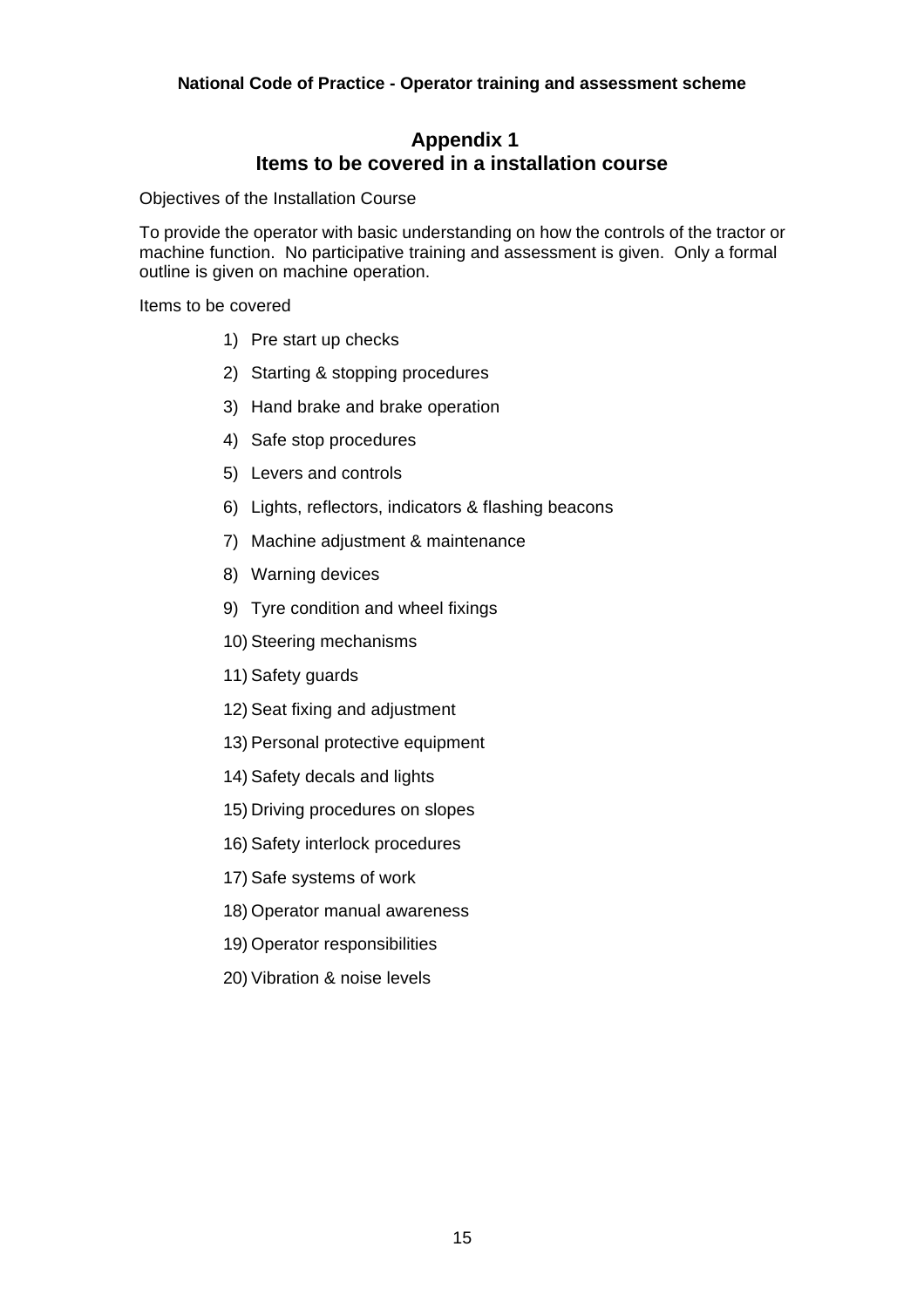## Appendix 1
## Items to be covered in a installation course

Objectives of the Installation Course

To provide the operator with basic understanding on how the controls of the tractor or machine function. No participative training and assessment is given. Only a formal outline is given on machine operation.

Items to be covered

1) Pre start up checks
2) Starting & stopping procedures
3) Hand brake and brake operation
4) Safe stop procedures
5) Levers and controls
6) Lights, reflectors, indicators & flashing beacons
7) Machine adjustment & maintenance
8) Warning devices
9) Tyre condition and wheel fixings
10) Steering mechanisms
11) Safety guards
12) Seat fixing and adjustment
13) Personal protective equipment
14) Safety decals and lights
15) Driving procedures on slopes
16) Safety interlock procedures
17) Safe systems of work
18) Operator manual awareness
19) Operator responsibilities
20) Vibration & noise levels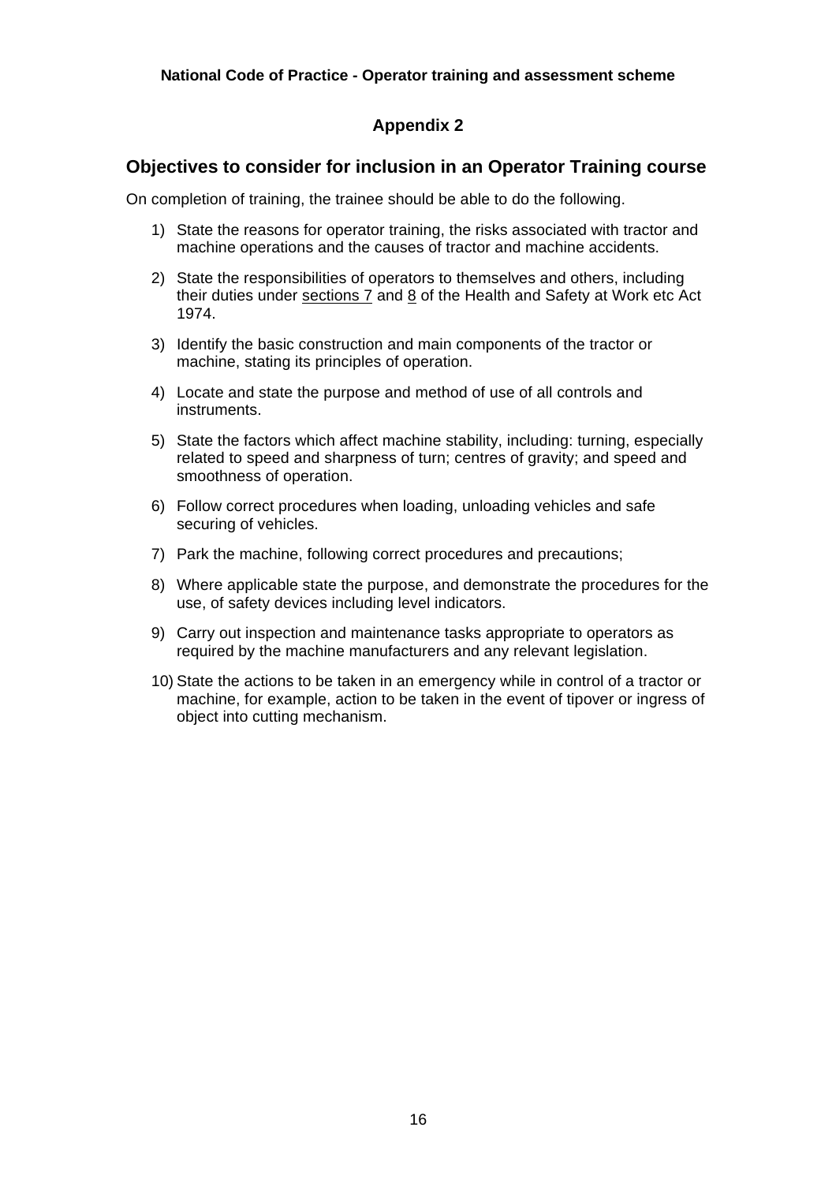## Appendix 2

### Objectives to consider for inclusion in an Operator Training course

On completion of training, the trainee should be able to do the following.

1) State the reasons for operator training, the risks associated with tractor and machine operations and the causes of tractor and machine accidents.
2) State the responsibilities of operators to themselves and others, including their duties under sections 7 and 8 of the Health and Safety at Work etc Act 1974.
3) Identify the basic construction and main components of the tractor or machine, stating its principles of operation.
4) Locate and state the purpose and method of use of all controls and instruments.
5) State the factors which affect machine stability, including: turning, especially related to speed and sharpness of turn; centres of gravity; and speed and smoothness of operation.
6) Follow correct procedures when loading, unloading vehicles and safe securing of vehicles.
7) Park the machine, following correct procedures and precautions;
8) Where applicable state the purpose, and demonstrate the procedures for the use, of safety devices including level indicators.
9) Carry out inspection and maintenance tasks appropriate to operators as required by the machine manufacturers and any relevant legislation.
10) State the actions to be taken in an emergency while in control of a tractor or machine, for example, action to be taken in the event of tipover or ingress of object into cutting mechanism.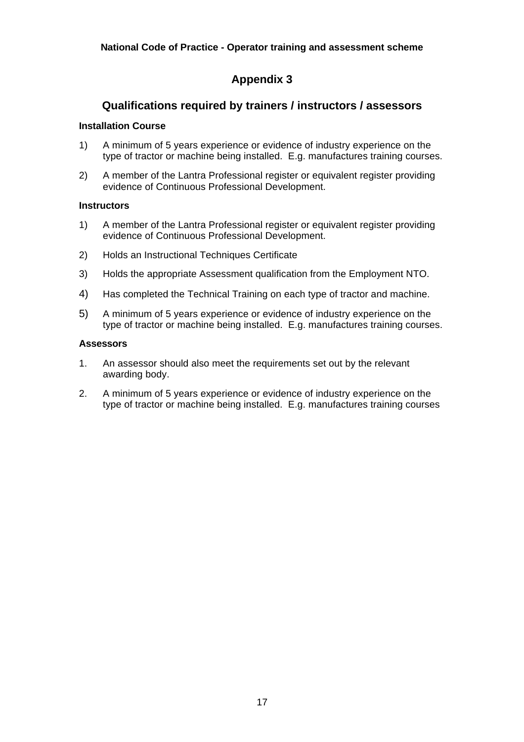# Appendix 3

## Qualifications required by trainers / instructors / assessors

**Installation Course**

1) A minimum of 5 years experience or evidence of industry experience on the type of tractor or machine being installed. E.g. manufactures training courses.

2) A member of the Lantra Professional register or equivalent register providing evidence of Continuous Professional Development.

**Instructors**

1) A member of the Lantra Professional register or equivalent register providing evidence of Continuous Professional Development.

2) Holds an Instructional Techniques Certificate

3) Holds the appropriate Assessment qualification from the Employment NTO.

4) Has completed the Technical Training on each type of tractor and machine.

5) A minimum of 5 years experience or evidence of industry experience on the type of tractor or machine being installed. E.g. manufactures training courses.

**Assessors**

1. An assessor should also meet the requirements set out by the relevant awarding body.

2. A minimum of 5 years experience or evidence of industry experience on the type of tractor or machine being installed. E.g. manufactures training courses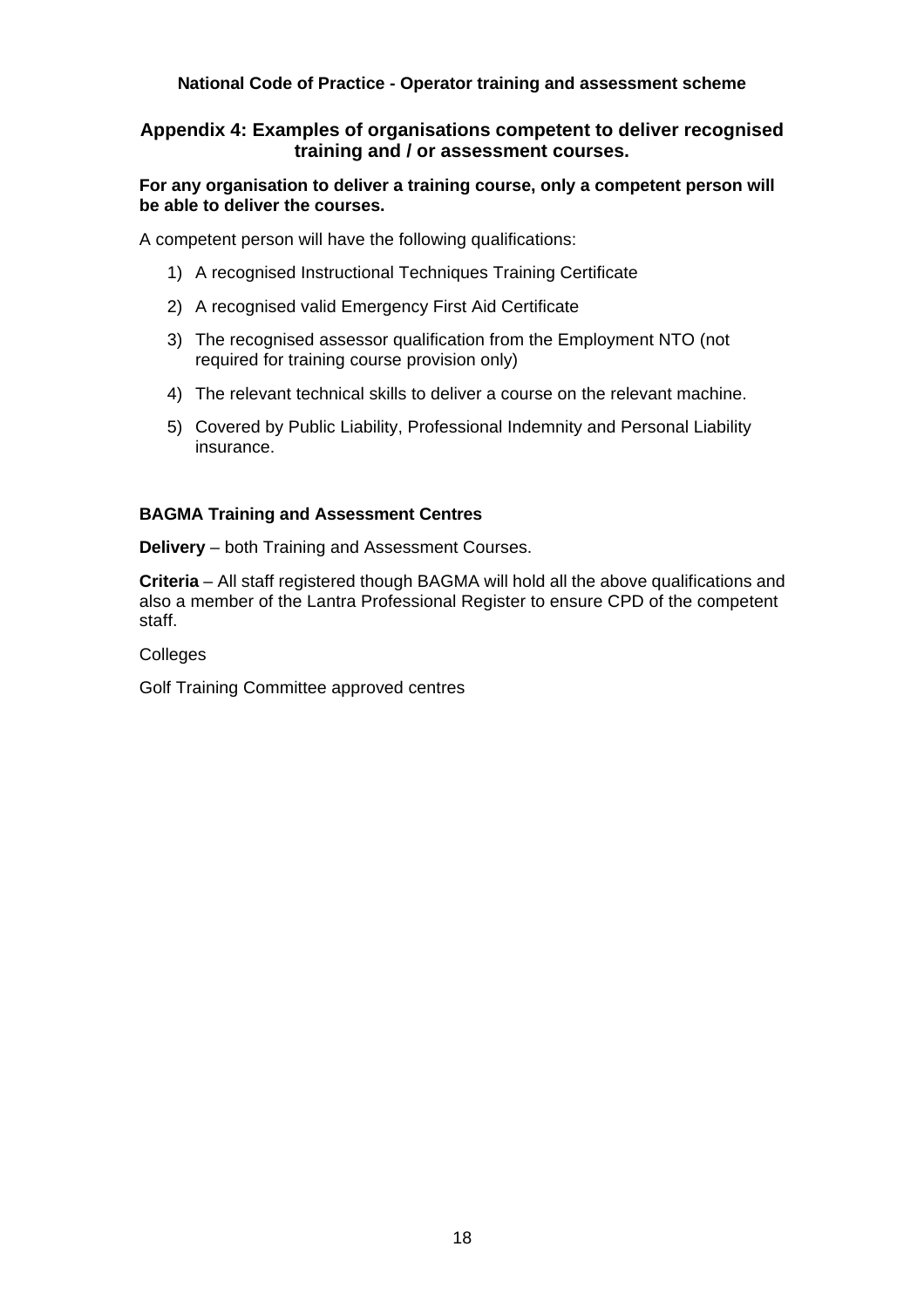## Appendix 4: Examples of organisations competent to deliver recognised training and / or assessment courses.

**For any organisation to deliver a training course, only a competent person will be able to deliver the courses.**

A competent person will have the following qualifications:

1) A recognised Instructional Techniques Training Certificate
2) A recognised valid Emergency First Aid Certificate
3) The recognised assessor qualification from the Employment NTO (not required for training course provision only)
4) The relevant technical skills to deliver a course on the relevant machine.
5) Covered by Public Liability, Professional Indemnity and Personal Liability insurance.

**BAGMA Training and Assessment Centres**

**Delivery** – both Training and Assessment Courses.

**Criteria** – All staff registered though BAGMA will hold all the above qualifications and also a member of the Lantra Professional Register to ensure CPD of the competent staff.

Colleges

Golf Training Committee approved centres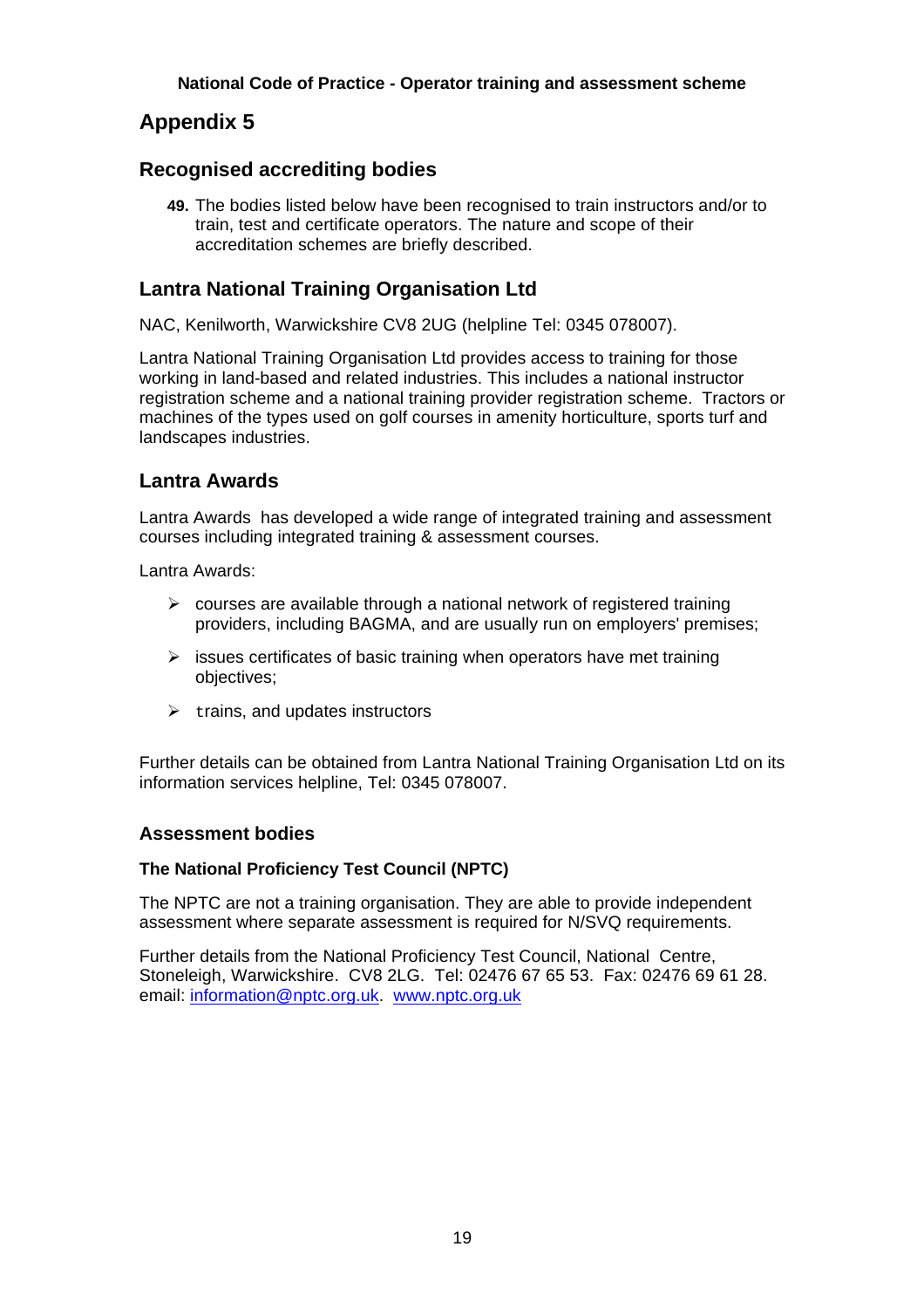## Appendix 5

### Recognised accrediting bodies

**49.** The bodies listed below have been recognised to train instructors and/or to train, test and certificate operators. The nature and scope of their accreditation schemes are briefly described.

### Lantra National Training Organisation Ltd

NAC, Kenilworth, Warwickshire CV8 2UG (helpline Tel: 0345 078007).

Lantra National Training Organisation Ltd provides access to training for those working in land-based and related industries. This includes a national instructor registration scheme and a national training provider registration scheme. Tractors or machines of the types used on golf courses in amenity horticulture, sports turf and landscapes industries.

### Lantra Awards

Lantra Awards has developed a wide range of integrated training and assessment courses including integrated training & assessment courses.

Lantra Awards:

- courses are available through a national network of registered training providers, including BAGMA, and are usually run on employers' premises;
- issues certificates of basic training when operators have met training objectives;
- trains, and updates instructors

Further details can be obtained from Lantra National Training Organisation Ltd on its information services helpline, Tel: 0345 078007.

#### Assessment bodies

**The National Proficiency Test Council (NPTC)**

The NPTC are not a training organisation. They are able to provide independent assessment where separate assessment is required for N/SVQ requirements.

Further details from the National Proficiency Test Council, National Centre, Stoneleigh, Warwickshire. CV8 2LG. Tel: 02476 67 65 53. Fax: 02476 69 61 28. email: information@nptc.org.uk. www.nptc.org.uk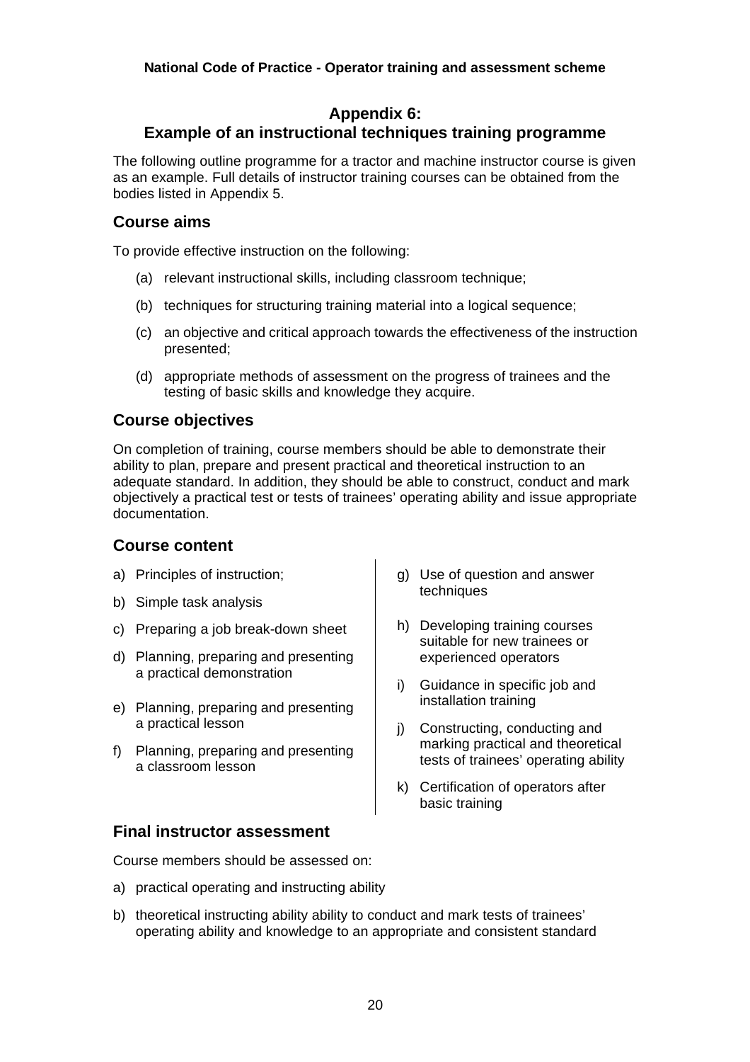# Appendix 6: Example of an instructional techniques training programme

The following outline programme for a tractor and machine instructor course is given as an example. Full details of instructor training courses can be obtained from the bodies listed in Appendix 5.

## Course aims

To provide effective instruction on the following:

(a) relevant instructional skills, including classroom technique;

(b) techniques for structuring training material into a logical sequence;

(c) an objective and critical approach towards the effectiveness of the instruction presented;

(d) appropriate methods of assessment on the progress of trainees and the testing of basic skills and knowledge they acquire.

## Course objectives

On completion of training, course members should be able to demonstrate their ability to plan, prepare and present practical and theoretical instruction to an adequate standard. In addition, they should be able to construct, conduct and mark objectively a practical test or tests of trainees' operating ability and issue appropriate documentation.

## Course content

a) Principles of instruction;

b) Simple task analysis

c) Preparing a job break-down sheet

d) Planning, preparing and presenting a practical demonstration

e) Planning, preparing and presenting a practical lesson

f) Planning, preparing and presenting a classroom lesson

g) Use of question and answer techniques

h) Developing training courses suitable for new trainees or experienced operators

i) Guidance in specific job and installation training

j) Constructing, conducting and marking practical and theoretical tests of trainees' operating ability

k) Certification of operators after basic training

## Final instructor assessment

Course members should be assessed on:

a) practical operating and instructing ability

b) theoretical instructing ability ability to conduct and mark tests of trainees' operating ability and knowledge to an appropriate and consistent standard